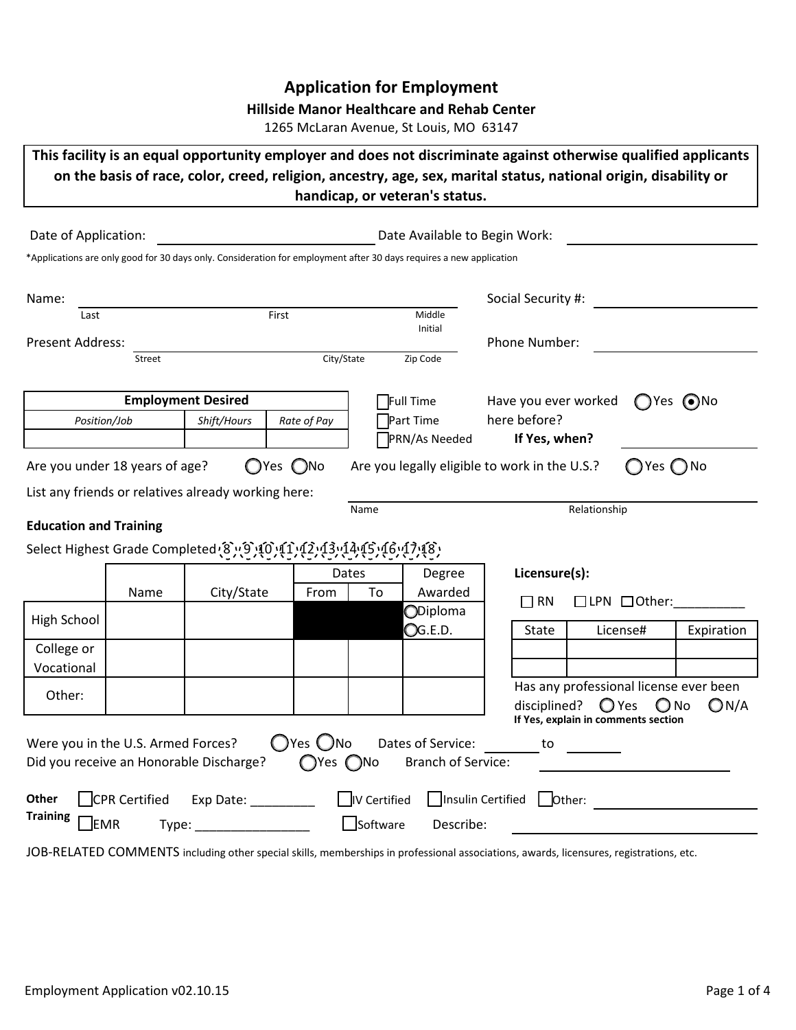# Application for Employment

## Hillside Manor Healthcare and Rehab Center

1265 McLaran Avenue, St Louis, MO 63147

**This facility is an equal opportunity employer and does not discriminate against otherwise qualified applicants on the basis of race, color, creed, religion, ancestry, age, sex, marital status, national origin, disability or handicap, or veteran's status.**

Date of Application: ______________________ Date Available to Begin Work: ______________________

*Applications are only good for 30 days only. Consideration for employment after 30 days requires a new application

Name: ____________________________________________ Social Security #: ______________________
Last First Middle Initial

Present Address: ____________________________________ Phone Number: ______________________
Street City/State Zip Code

| Employment Desired | | |
|---|---|---|
| *Position/Job* | *Shift/Hours* | *Rate of Pay* |
| | | |

☐ Full Time
☐ Part Time
☐ PRN/As Needed

Have you ever worked here before? ◯ Yes ◉ No
**If Yes, when?** ______________________

Are you under 18 years of age? ◯ Yes ◯ No

Are you legally eligible to work in the U.S.? ◯ Yes ◯ No

List any friends or relatives already working here: ______________________________
Name Relationship

**Education and Training**

Select Highest Grade Completed 8 9 10 11 12 13 14 15 16 17 18

| | Name | City/State | Dates From | Dates To | Degree Awarded |
|---|---|---|---|---|---|
| High School | | | | | ◯ Diploma ◯ G.E.D. |
| College or Vocational | | | | | |
| Other: | | | | | |

**Licensure(s):**

☐ RN ☐ LPN ☐ Other: __________

| State | License# | Expiration |
|---|---|---|
| | | |
| | | |

Has any professional license ever been disciplined? ◯ Yes ◯ No ◯ N/A
**If Yes, explain in comments section**

Were you in the U.S. Armed Forces? ◯ Yes ◯ No Dates of Service: ________ to ________

Did you receive an Honorable Discharge? ◯ Yes ◯ No Branch of Service: ______________________

**Other Training**

☐ CPR Certified Exp Date: _________ ☐ IV Certified ☐ Insulin Certified ☐ Other: ______________________

☐ EMR Type: ________________ ☐ Software Describe: ______________________

JOB-RELATED COMMENTS including other special skills, memberships in professional associations, awards, licensures, registrations, etc.

Employment Application v02.10.15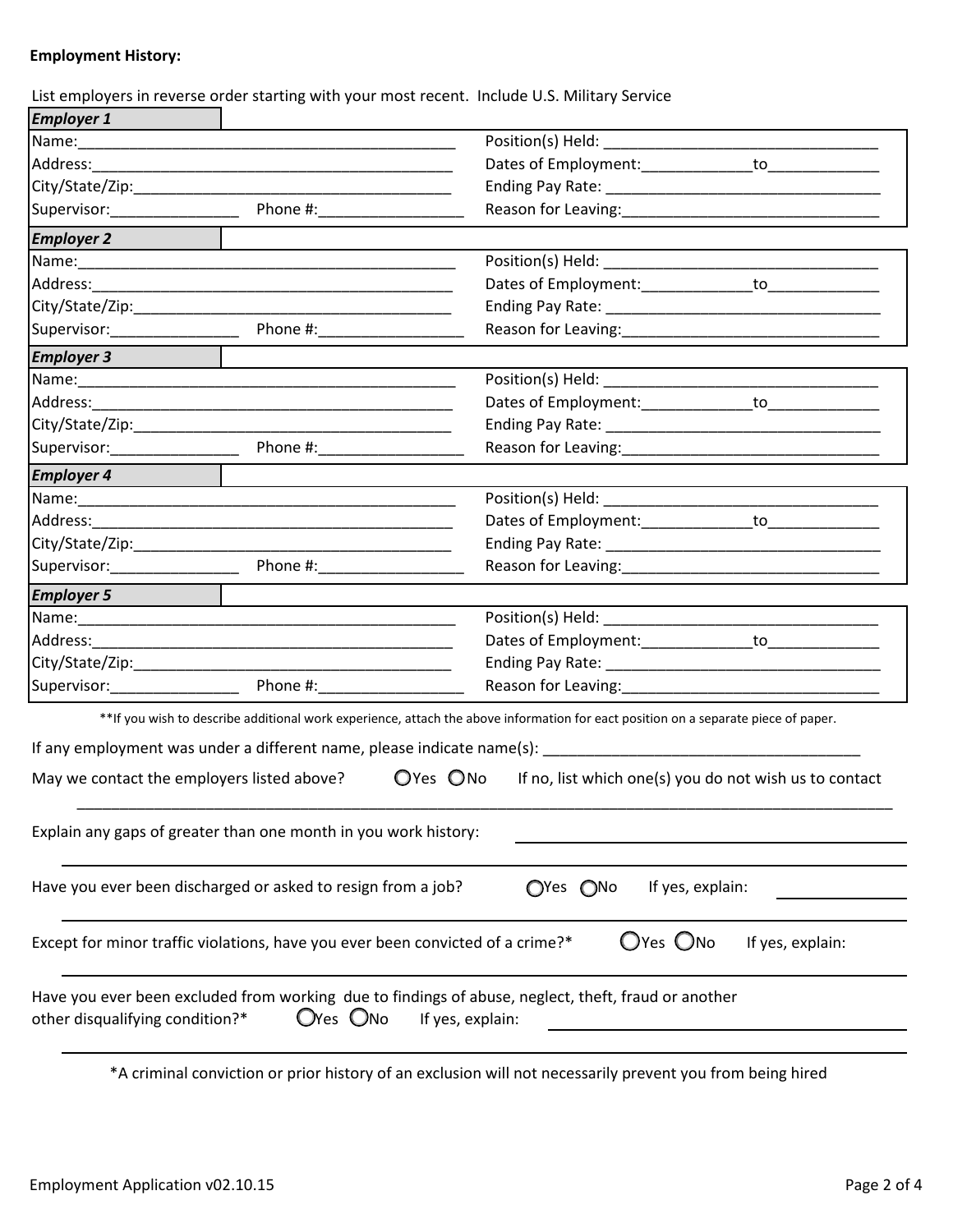**Employment History:**

List employers in reverse order starting with your most recent. Include U.S. Military Service

***Employer 1***

| | |
|---|---|
| Name:_______________________________________________ | Position(s) Held: _________________________________ |
| Address:_____________________________________________ | Dates of Employment:_____________to_____________ |
| City/State/Zip:_________________________________________ | Ending Pay Rate: __________________________________ |
| Supervisor:_______________ Phone #:_________________ | Reason for Leaving:_______________________________ |

***Employer 2***

| | |
|---|---|
| Name:_______________________________________________ | Position(s) Held: _________________________________ |
| Address:_____________________________________________ | Dates of Employment:_____________to_____________ |
| City/State/Zip:_________________________________________ | Ending Pay Rate: __________________________________ |
| Supervisor:_______________ Phone #:_________________ | Reason for Leaving:_______________________________ |

***Employer 3***

| | |
|---|---|
| Name:_______________________________________________ | Position(s) Held: _________________________________ |
| Address:_____________________________________________ | Dates of Employment:_____________to_____________ |
| City/State/Zip:_________________________________________ | Ending Pay Rate: __________________________________ |
| Supervisor:_______________ Phone #:_________________ | Reason for Leaving:_______________________________ |

***Employer 4***

| | |
|---|---|
| Name:_______________________________________________ | Position(s) Held: _________________________________ |
| Address:_____________________________________________ | Dates of Employment:_____________to_____________ |
| City/State/Zip:_________________________________________ | Ending Pay Rate: __________________________________ |
| Supervisor:_______________ Phone #:_________________ | Reason for Leaving:_______________________________ |

***Employer 5***

| | |
|---|---|
| Name:_______________________________________________ | Position(s) Held: _________________________________ |
| Address:_____________________________________________ | Dates of Employment:_____________to_____________ |
| City/State/Zip:_________________________________________ | Ending Pay Rate: __________________________________ |
| Supervisor:_______________ Phone #:_________________ | Reason for Leaving:_______________________________ |

**If you wish to describe additional work experience, attach the above information for eact position on a separate piece of paper.

If any employment was under a different name, please indicate name(s): _____________________________________

May we contact the employers listed above? ○Yes ○No If no, list which one(s) you do not wish us to contact

_____________________________________________________________________________________________

Explain any gaps of greater than one month in you work history: ________________________________________

_____________________________________________________________________________________________

Have you ever been discharged or asked to resign from a job? ○Yes ○No If yes, explain: _______________

_____________________________________________________________________________________________

Except for minor traffic violations, have you ever been convicted of a crime?* ○Yes ○No If yes, explain:

_____________________________________________________________________________________________

Have you ever been excluded from working due to findings of abuse, neglect, theft, fraud or another other disqualifying condition?* ○Yes ○No If yes, explain: ________________________________________

_____________________________________________________________________________________________

*A criminal conviction or prior history of an exclusion will not necessarily prevent you from being hired

Employment Application v02.10.15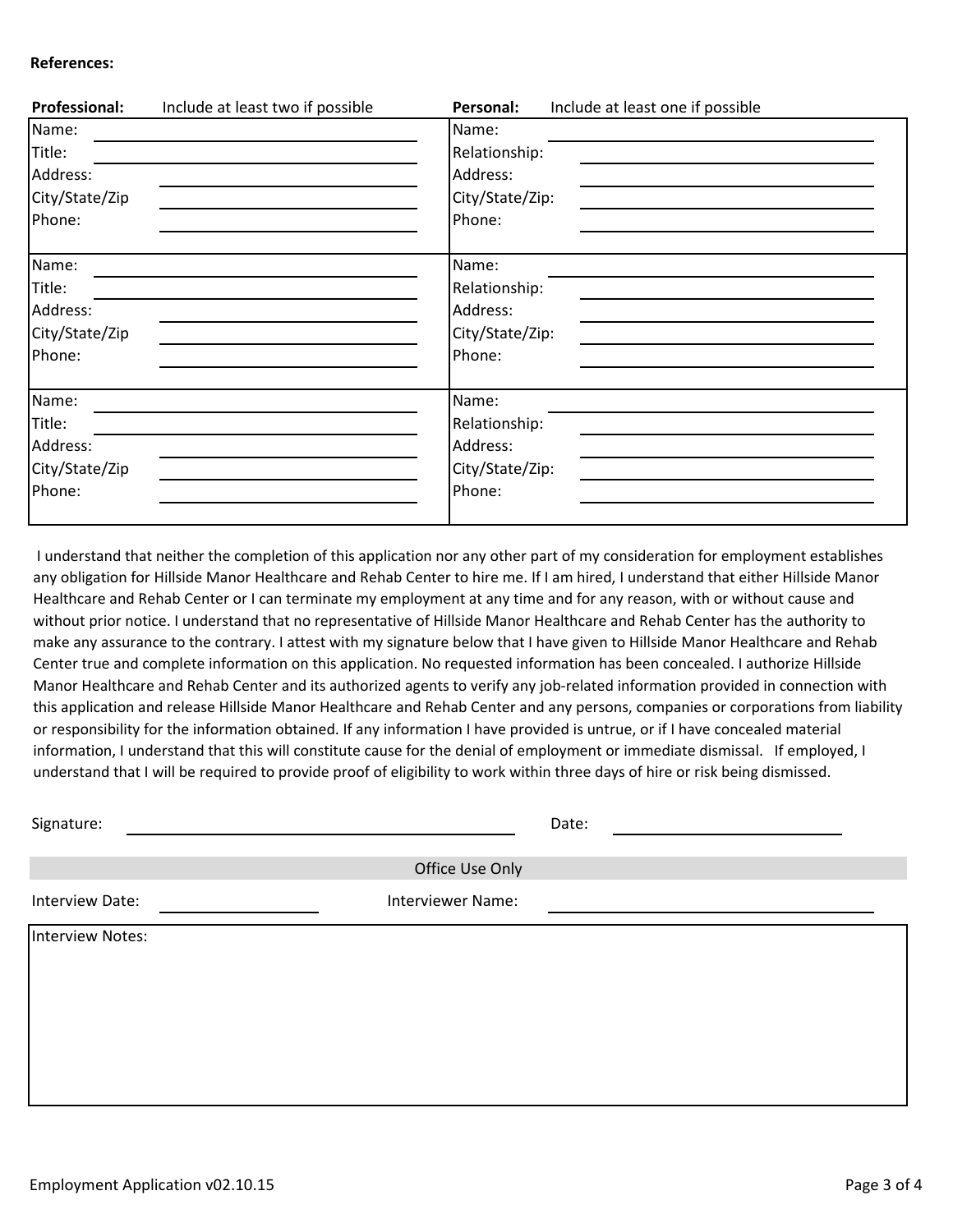**References:**

| **Professional:** Include at least two if possible | **Personal:** Include at least one if possible |
|---|---|
| Name: | Name: |
| Title: | Relationship: |
| Address: | Address: |
| City/State/Zip | City/State/Zip: |
| Phone: | Phone: |
| Name: | Name: |
| Title: | Relationship: |
| Address: | Address: |
| City/State/Zip | City/State/Zip: |
| Phone: | Phone: |
| Name: | Name: |
| Title: | Relationship: |
| Address: | Address: |
| City/State/Zip | City/State/Zip: |
| Phone: | Phone: |

I understand that neither the completion of this application nor any other part of my consideration for employment establishes any obligation for Hillside Manor Healthcare and Rehab Center to hire me. If I am hired, I understand that either Hillside Manor Healthcare and Rehab Center or I can terminate my employment at any time and for any reason, with or without cause and without prior notice. I understand that no representative of Hillside Manor Healthcare and Rehab Center has the authority to make any assurance to the contrary. I attest with my signature below that I have given to Hillside Manor Healthcare and Rehab Center true and complete information on this application. No requested information has been concealed. I authorize Hillside Manor Healthcare and Rehab Center and its authorized agents to verify any job-related information provided in connection with this application and release Hillside Manor Healthcare and Rehab Center and any persons, companies or corporations from liability or responsibility for the information obtained. If any information I have provided is untrue, or if I have concealed material information, I understand that this will constitute cause for the denial of employment or immediate dismissal. If employed, I understand that I will be required to provide proof of eligibility to work within three days of hire or risk being dismissed.

Signature: ______________________________ Date: ____________________

**Office Use Only**

Interview Date: ______________ Interviewer Name: ______________________________

Interview Notes: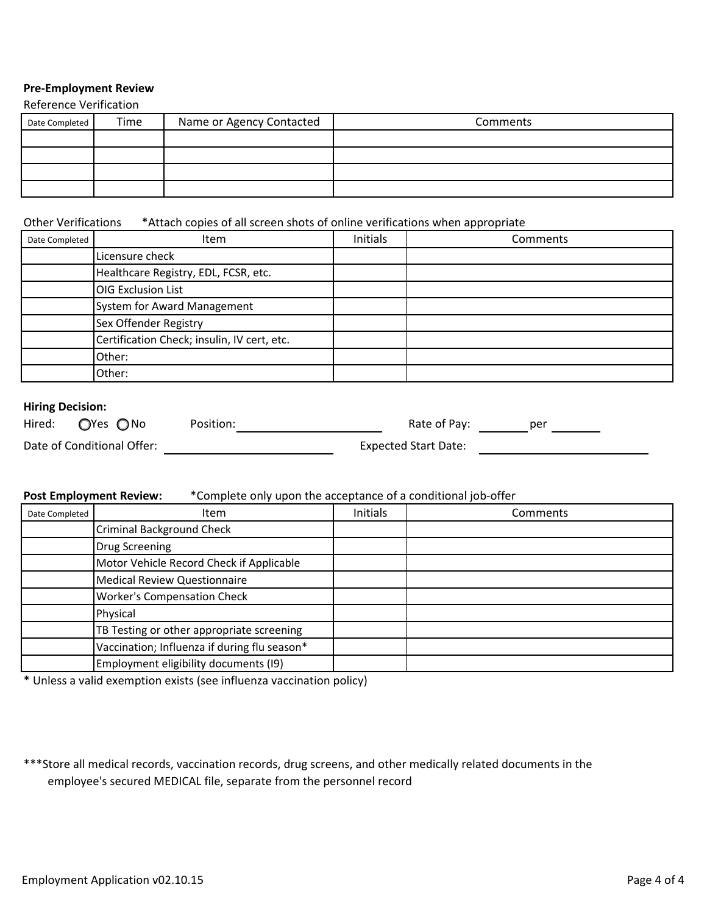**Pre-Employment Review**

Reference Verification

| Date Completed | Time | Name or Agency Contacted | Comments |
|---|---|---|---|
| | | | |
| | | | |
| | | | |
| | | | |

Other Verifications *Attach copies of all screen shots of online verifications when appropriate

| Date Completed | Item | Initials | Comments |
|---|---|---|---|
| | Licensure check | | |
| | Healthcare Registry, EDL, FCSR, etc. | | |
| | OIG Exclusion List | | |
| | System for Award Management | | |
| | Sex Offender Registry | | |
| | Certification Check; insulin, IV cert, etc. | | |
| | Other: | | |
| | Other: | | |

**Hiring Decision:**

Hired: ○Yes ○No Position: ____________________ Rate of Pay: ________ per ________

Date of Conditional Offer: ____________________ Expected Start Date: ____________________

**Post Employment Review:** *Complete only upon the acceptance of a conditional job-offer

| Date Completed | Item | Initials | Comments |
|---|---|---|---|
| | Criminal Background Check | | |
| | Drug Screening | | |
| | Motor Vehicle Record Check if Applicable | | |
| | Medical Review Questionnaire | | |
| | Worker's Compensation Check | | |
| | Physical | | |
| | TB Testing or other appropriate screening | | |
| | Vaccination; Influenza if during flu season* | | |
| | Employment eligibility documents (I9) | | |

* Unless a valid exemption exists (see influenza vaccination policy)

***Store all medical records, vaccination records, drug screens, and other medically related documents in the employee's secured MEDICAL file, separate from the personnel record

Employment Application v02.10.15